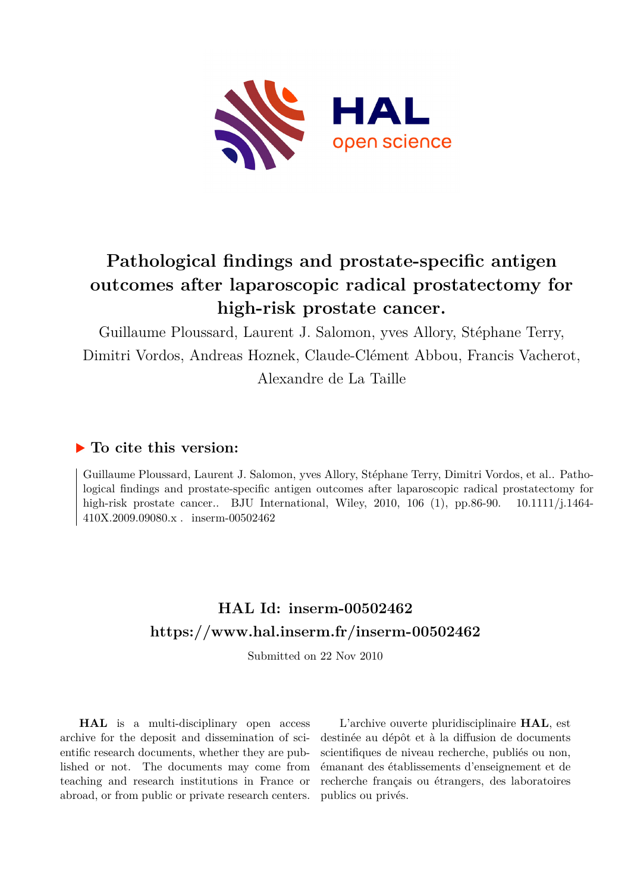# Pathological findings and prostate-specific antigen outcomes after laparoscopic radical prostatectomy for high-risk prostate cancer.

Guillaume Ploussard, Laurent J. Salomon, yves Allory, Stéphane Terry, Dimitri Vordos, Andreas Hoznek, Claude-Clément Abbou, Francis Vacherot, Alexandre de La Taille

## ▶ To cite this version:

Guillaume Ploussard, Laurent J. Salomon, yves Allory, Stéphane Terry, Dimitri Vordos, et al.. Pathological findings and prostate-specific antigen outcomes after laparoscopic radical prostatectomy for high-risk prostate cancer.. BJU International, Wiley, 2010, 106 (1), pp.86-90. 10.1111/j.1464-410X.2009.09080.x . inserm-00502462

## HAL Id: inserm-00502462
## https://www.hal.inserm.fr/inserm-00502462

Submitted on 22 Nov 2010

**HAL** is a multi-disciplinary open access archive for the deposit and dissemination of scientific research documents, whether they are published or not. The documents may come from teaching and research institutions in France or abroad, or from public or private research centers.

L'archive ouverte pluridisciplinaire **HAL**, est destinée au dépôt et à la diffusion de documents scientifiques de niveau recherche, publiés ou non, émanant des établissements d'enseignement et de recherche français ou étrangers, des laboratoires publics ou privés.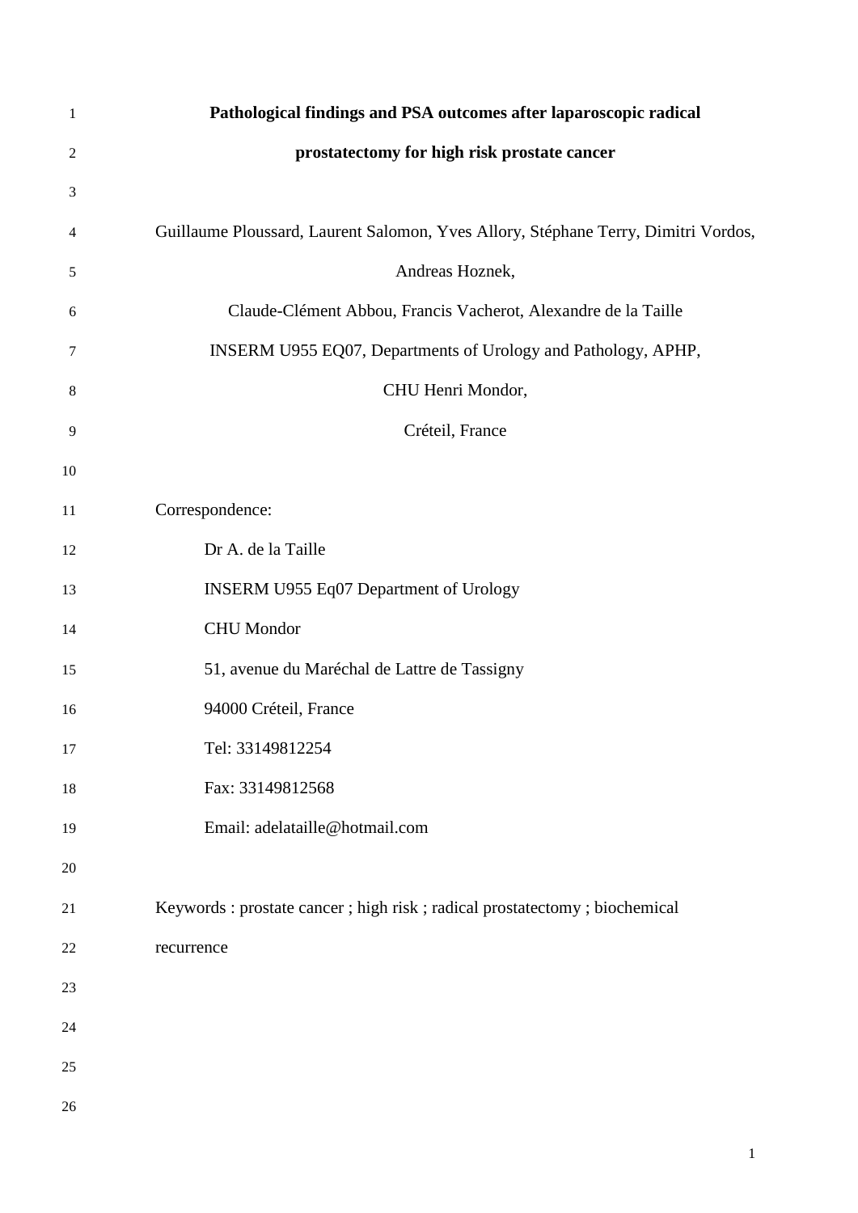# Pathological findings and PSA outcomes after laparoscopic radical prostatectomy for high risk prostate cancer

Guillaume Ploussard, Laurent Salomon, Yves Allory, Stéphane Terry, Dimitri Vordos, Andreas Hoznek,

Claude-Clément Abbou, Francis Vacherot, Alexandre de la Taille

INSERM U955 EQ07, Departments of Urology and Pathology, APHP,

CHU Henri Mondor,

Créteil, France

Correspondence:

Dr A. de la Taille

INSERM U955 Eq07 Department of Urology

CHU Mondor

51, avenue du Maréchal de Lattre de Tassigny

94000 Créteil, France

Tel: 33149812254

Fax: 33149812568

Email: adelataille@hotmail.com

Keywords : prostate cancer ; high risk ; radical prostatectomy ; biochemical recurrence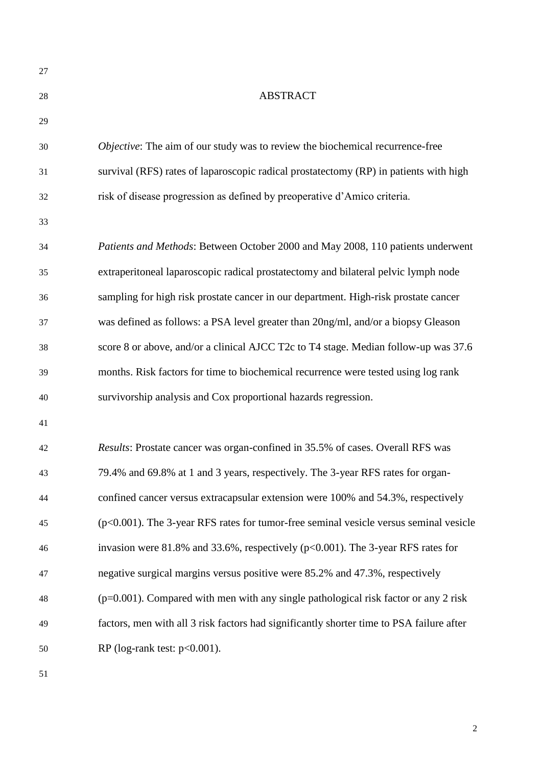## ABSTRACT

*Objective*: The aim of our study was to review the biochemical recurrence-free survival (RFS) rates of laparoscopic radical prostatectomy (RP) in patients with high risk of disease progression as defined by preoperative d'Amico criteria.

*Patients and Methods*: Between October 2000 and May 2008, 110 patients underwent extraperitoneal laparoscopic radical prostatectomy and bilateral pelvic lymph node sampling for high risk prostate cancer in our department. High-risk prostate cancer was defined as follows: a PSA level greater than 20ng/ml, and/or a biopsy Gleason score 8 or above, and/or a clinical AJCC T2c to T4 stage. Median follow-up was 37.6 months. Risk factors for time to biochemical recurrence were tested using log rank survivorship analysis and Cox proportional hazards regression.

*Results*: Prostate cancer was organ-confined in 35.5% of cases. Overall RFS was 79.4% and 69.8% at 1 and 3 years, respectively. The 3-year RFS rates for organ-confined cancer versus extracapsular extension were 100% and 54.3%, respectively ($p<0.001$). The 3-year RFS rates for tumor-free seminal vesicle versus seminal vesicle invasion were 81.8% and 33.6%, respectively ($p<0.001$). The 3-year RFS rates for negative surgical margins versus positive were 85.2% and 47.3%, respectively ($p=0.001$). Compared with men with any single pathological risk factor or any 2 risk factors, men with all 3 risk factors had significantly shorter time to PSA failure after RP (log-rank test: $p<0.001$).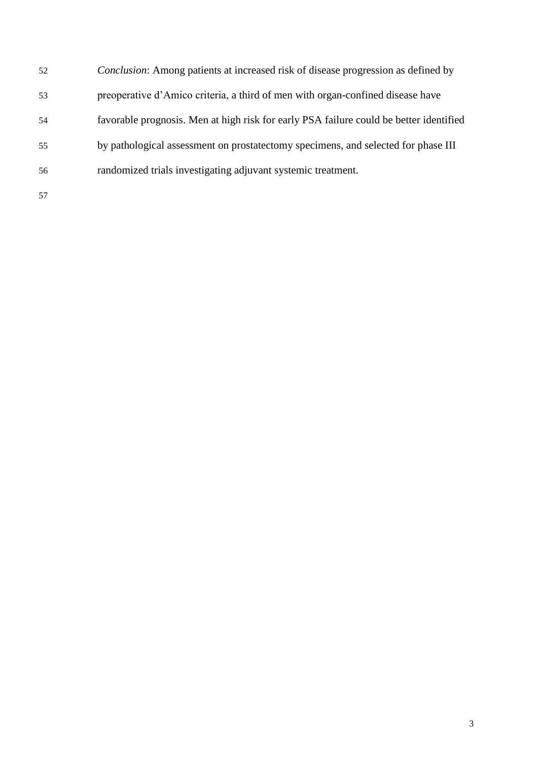*Conclusion*: Among patients at increased risk of disease progression as defined by preoperative d'Amico criteria, a third of men with organ-confined disease have favorable prognosis. Men at high risk for early PSA failure could be better identified by pathological assessment on prostatectomy specimens, and selected for phase III randomized trials investigating adjuvant systemic treatment.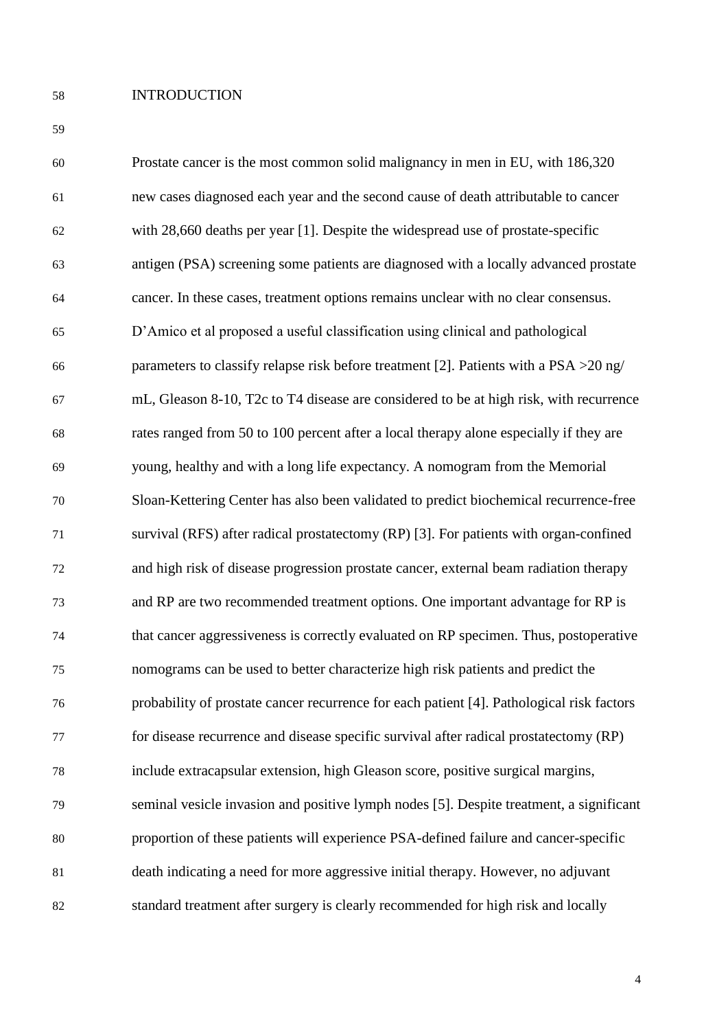## INTRODUCTION

Prostate cancer is the most common solid malignancy in men in EU, with 186,320 new cases diagnosed each year and the second cause of death attributable to cancer with 28,660 deaths per year [1]. Despite the widespread use of prostate-specific antigen (PSA) screening some patients are diagnosed with a locally advanced prostate cancer. In these cases, treatment options remains unclear with no clear consensus. D'Amico et al proposed a useful classification using clinical and pathological parameters to classify relapse risk before treatment [2]. Patients with a PSA >20 ng/ mL, Gleason 8-10, T2c to T4 disease are considered to be at high risk, with recurrence rates ranged from 50 to 100 percent after a local therapy alone especially if they are young, healthy and with a long life expectancy. A nomogram from the Memorial Sloan-Kettering Center has also been validated to predict biochemical recurrence-free survival (RFS) after radical prostatectomy (RP) [3]. For patients with organ-confined and high risk of disease progression prostate cancer, external beam radiation therapy and RP are two recommended treatment options. One important advantage for RP is that cancer aggressiveness is correctly evaluated on RP specimen. Thus, postoperative nomograms can be used to better characterize high risk patients and predict the probability of prostate cancer recurrence for each patient [4]. Pathological risk factors for disease recurrence and disease specific survival after radical prostatectomy (RP) include extracapsular extension, high Gleason score, positive surgical margins, seminal vesicle invasion and positive lymph nodes [5]. Despite treatment, a significant proportion of these patients will experience PSA-defined failure and cancer-specific death indicating a need for more aggressive initial therapy. However, no adjuvant standard treatment after surgery is clearly recommended for high risk and locally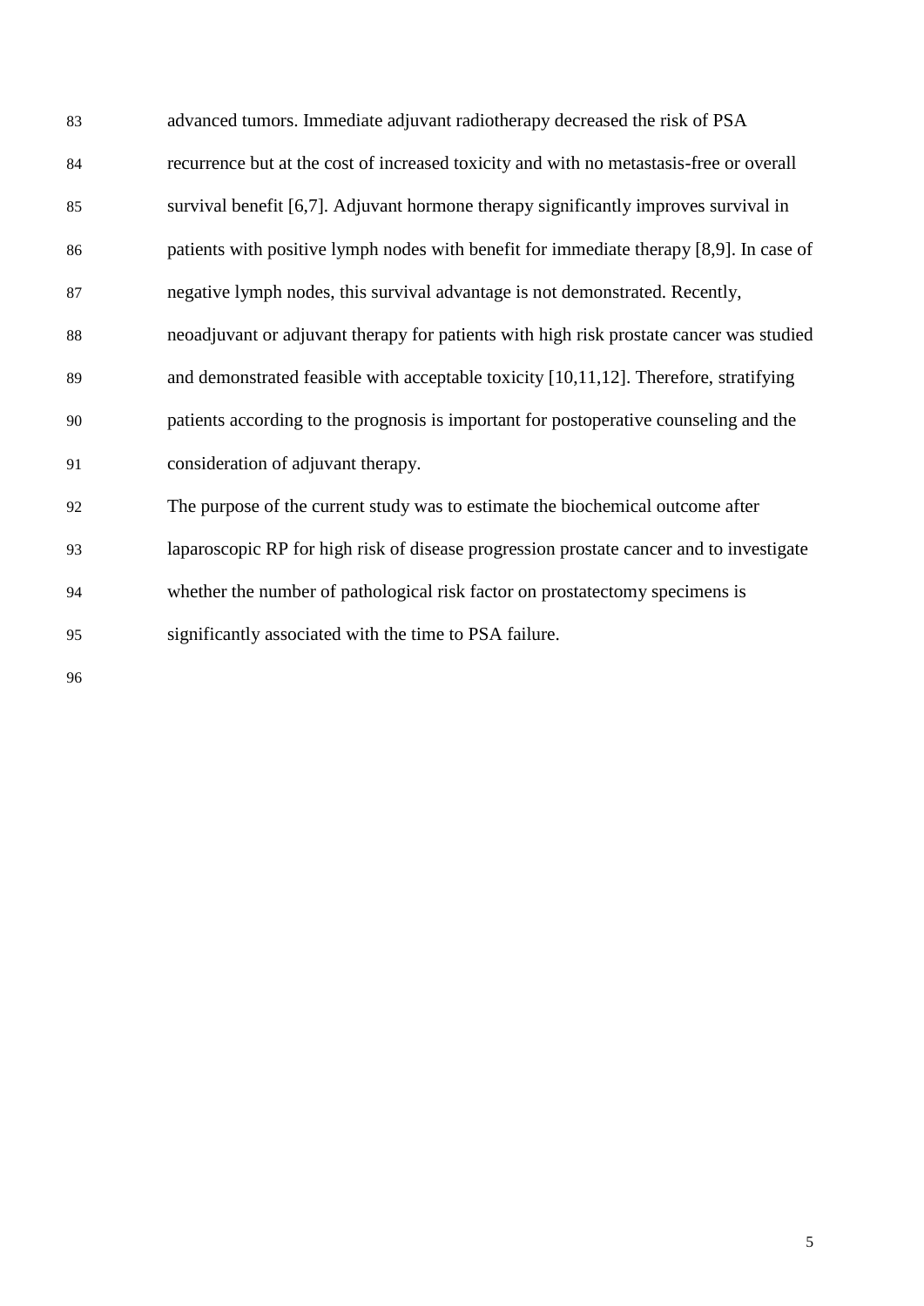advanced tumors. Immediate adjuvant radiotherapy decreased the risk of PSA recurrence but at the cost of increased toxicity and with no metastasis-free or overall survival benefit [6,7]. Adjuvant hormone therapy significantly improves survival in patients with positive lymph nodes with benefit for immediate therapy [8,9]. In case of negative lymph nodes, this survival advantage is not demonstrated. Recently, neoadjuvant or adjuvant therapy for patients with high risk prostate cancer was studied and demonstrated feasible with acceptable toxicity [10,11,12]. Therefore, stratifying patients according to the prognosis is important for postoperative counseling and the consideration of adjuvant therapy.

The purpose of the current study was to estimate the biochemical outcome after laparoscopic RP for high risk of disease progression prostate cancer and to investigate whether the number of pathological risk factor on prostatectomy specimens is significantly associated with the time to PSA failure.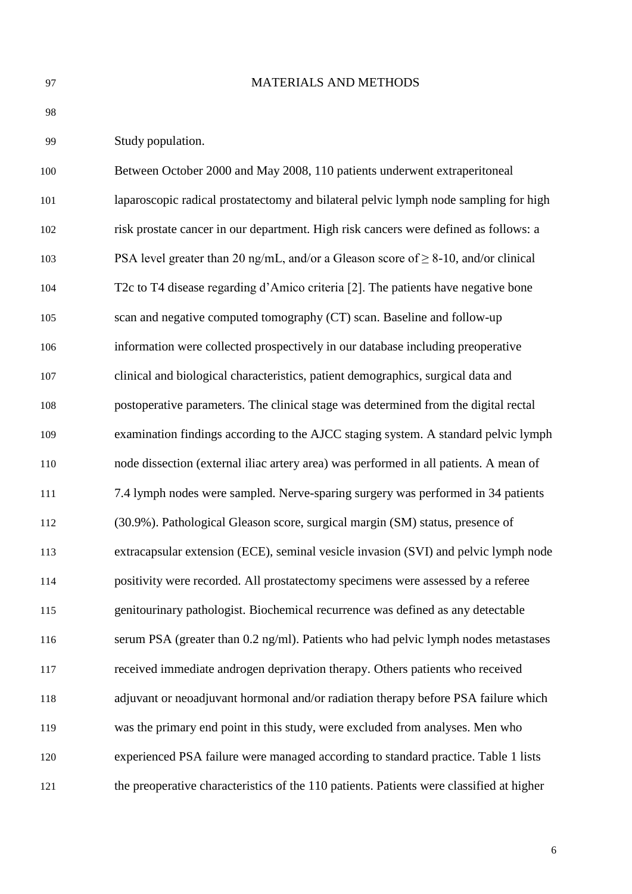## MATERIALS AND METHODS

Study population.

Between October 2000 and May 2008, 110 patients underwent extraperitoneal laparoscopic radical prostatectomy and bilateral pelvic lymph node sampling for high risk prostate cancer in our department. High risk cancers were defined as follows: a PSA level greater than 20 ng/mL, and/or a Gleason score of ≥ 8-10, and/or clinical T2c to T4 disease regarding d'Amico criteria [2]. The patients have negative bone scan and negative computed tomography (CT) scan. Baseline and follow-up information were collected prospectively in our database including preoperative clinical and biological characteristics, patient demographics, surgical data and postoperative parameters. The clinical stage was determined from the digital rectal examination findings according to the AJCC staging system. A standard pelvic lymph node dissection (external iliac artery area) was performed in all patients. A mean of 7.4 lymph nodes were sampled. Nerve-sparing surgery was performed in 34 patients (30.9%). Pathological Gleason score, surgical margin (SM) status, presence of extracapsular extension (ECE), seminal vesicle invasion (SVI) and pelvic lymph node positivity were recorded. All prostatectomy specimens were assessed by a referee genitourinary pathologist. Biochemical recurrence was defined as any detectable serum PSA (greater than 0.2 ng/ml). Patients who had pelvic lymph nodes metastases received immediate androgen deprivation therapy. Others patients who received adjuvant or neoadjuvant hormonal and/or radiation therapy before PSA failure which was the primary end point in this study, were excluded from analyses. Men who experienced PSA failure were managed according to standard practice. Table 1 lists the preoperative characteristics of the 110 patients. Patients were classified at higher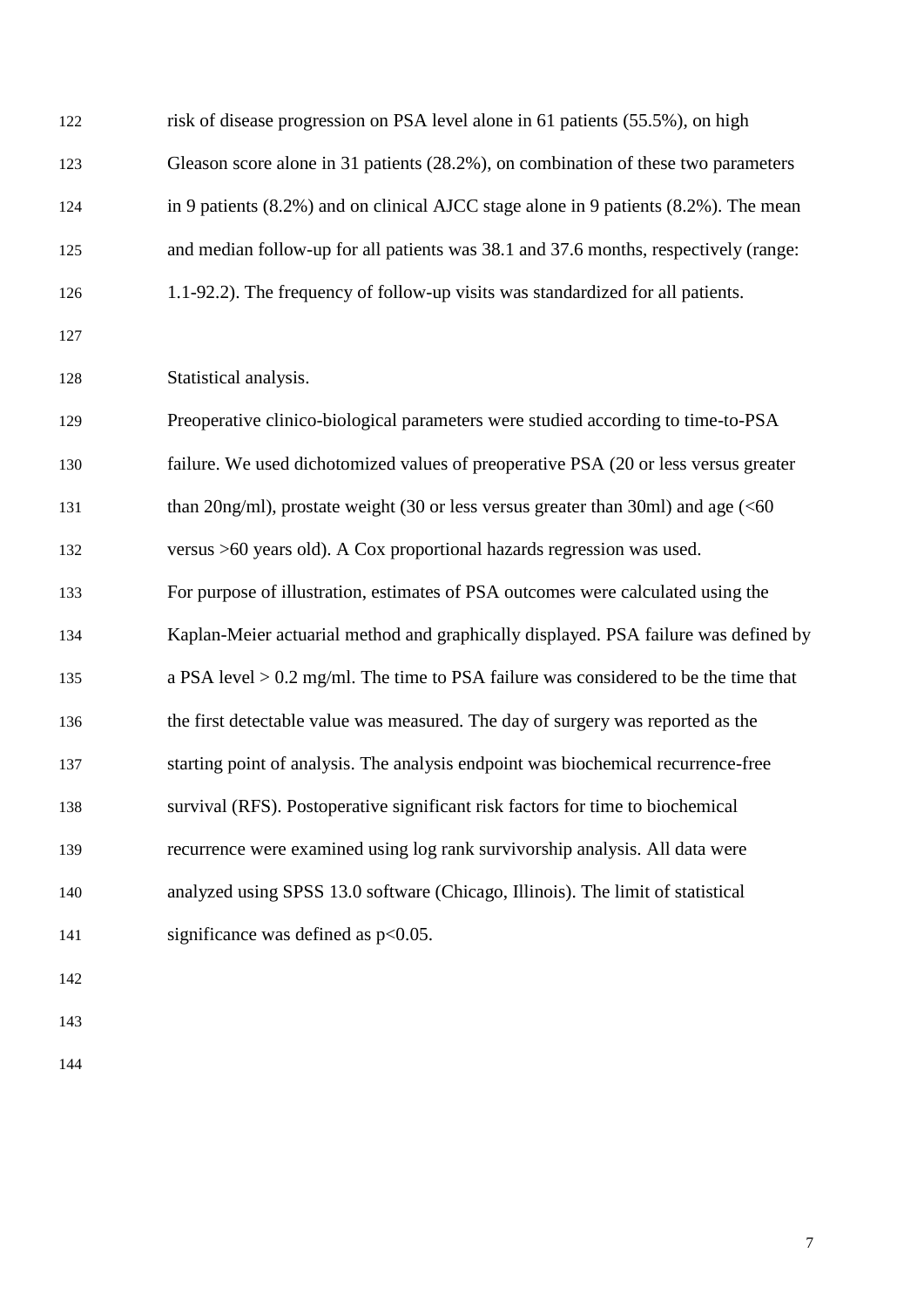risk of disease progression on PSA level alone in 61 patients (55.5%), on high Gleason score alone in 31 patients (28.2%), on combination of these two parameters in 9 patients (8.2%) and on clinical AJCC stage alone in 9 patients (8.2%). The mean and median follow-up for all patients was 38.1 and 37.6 months, respectively (range: 1.1-92.2). The frequency of follow-up visits was standardized for all patients.

Statistical analysis.

Preoperative clinico-biological parameters were studied according to time-to-PSA failure. We used dichotomized values of preoperative PSA (20 or less versus greater than 20ng/ml), prostate weight (30 or less versus greater than 30ml) and age (<60 versus >60 years old). A Cox proportional hazards regression was used.

For purpose of illustration, estimates of PSA outcomes were calculated using the Kaplan-Meier actuarial method and graphically displayed. PSA failure was defined by a PSA level > 0.2 mg/ml. The time to PSA failure was considered to be the time that the first detectable value was measured. The day of surgery was reported as the starting point of analysis. The analysis endpoint was biochemical recurrence-free survival (RFS). Postoperative significant risk factors for time to biochemical recurrence were examined using log rank survivorship analysis. All data were analyzed using SPSS 13.0 software (Chicago, Illinois). The limit of statistical significance was defined as $p<0.05$.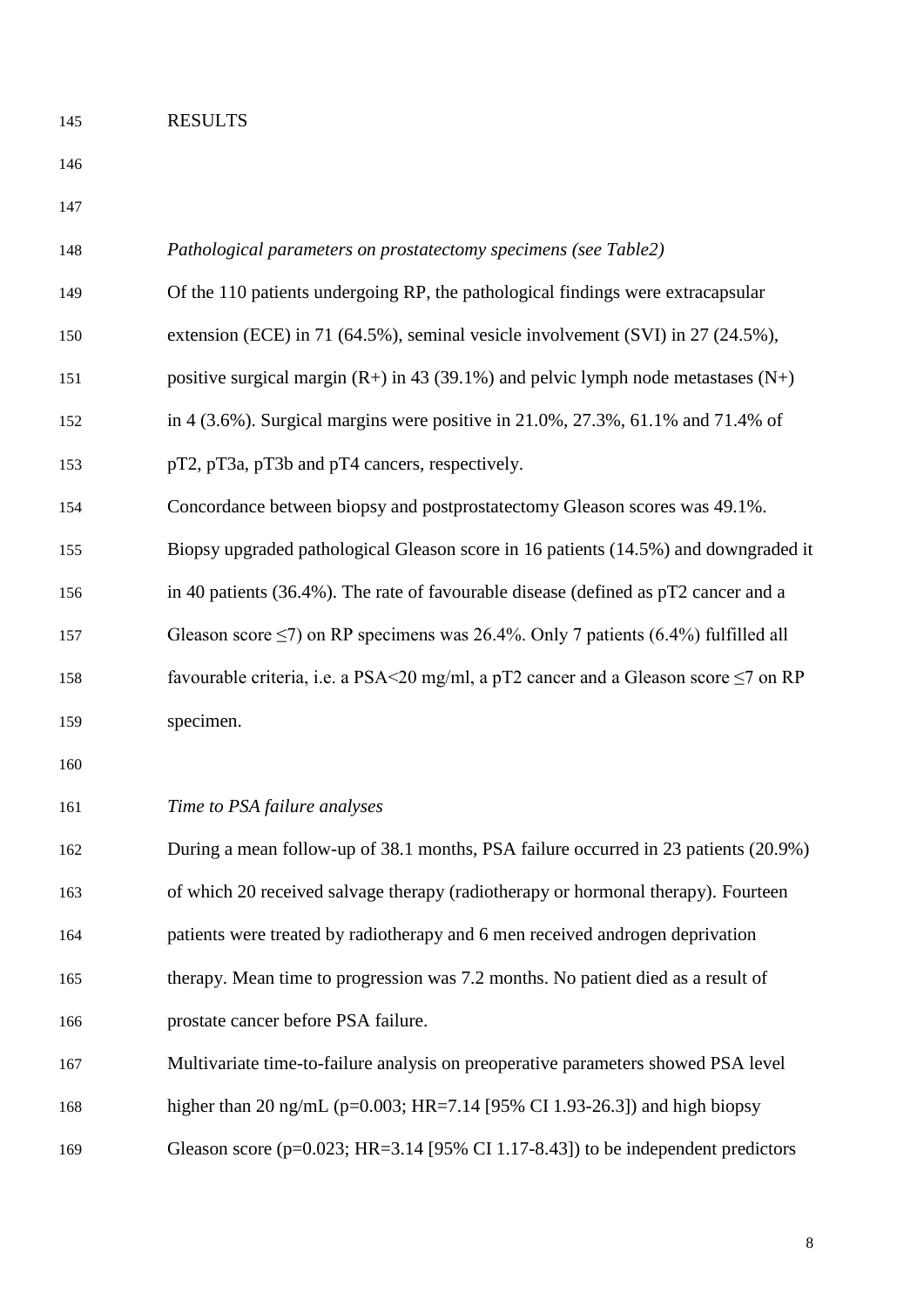## RESULTS

*Pathological parameters on prostatectomy specimens (see Table2)*

Of the 110 patients undergoing RP, the pathological findings were extracapsular extension (ECE) in 71 (64.5%), seminal vesicle involvement (SVI) in 27 (24.5%), positive surgical margin (R+) in 43 (39.1%) and pelvic lymph node metastases (N+) in 4 (3.6%). Surgical margins were positive in 21.0%, 27.3%, 61.1% and 71.4% of pT2, pT3a, pT3b and pT4 cancers, respectively.

Concordance between biopsy and postprostatectomy Gleason scores was 49.1%. Biopsy upgraded pathological Gleason score in 16 patients (14.5%) and downgraded it in 40 patients (36.4%). The rate of favourable disease (defined as pT2 cancer and a Gleason score $\leq 7$) on RP specimens was 26.4%. Only 7 patients (6.4%) fulfilled all favourable criteria, i.e. a PSA<20 mg/ml, a pT2 cancer and a Gleason score $\leq 7$ on RP specimen.

*Time to PSA failure analyses*

During a mean follow-up of 38.1 months, PSA failure occurred in 23 patients (20.9%) of which 20 received salvage therapy (radiotherapy or hormonal therapy). Fourteen patients were treated by radiotherapy and 6 men received androgen deprivation therapy. Mean time to progression was 7.2 months. No patient died as a result of prostate cancer before PSA failure.

Multivariate time-to-failure analysis on preoperative parameters showed PSA level higher than 20 ng/mL ($p=0.003$; HR=7.14 [95% CI 1.93-26.3]) and high biopsy Gleason score ($p=0.023$; HR=3.14 [95% CI 1.17-8.43]) to be independent predictors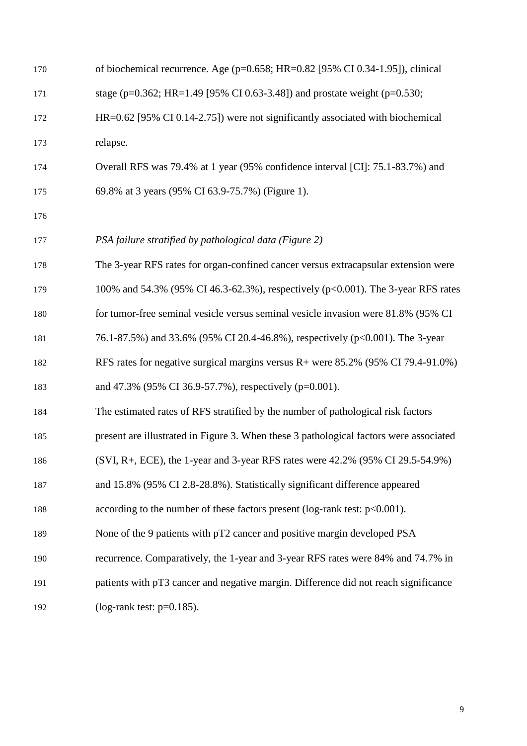of biochemical recurrence. Age ($p=0.658$; HR=0.82 [95% CI 0.34-1.95]), clinical stage ($p=0.362$; HR=1.49 [95% CI 0.63-3.48]) and prostate weight ($p=0.530$; HR=0.62 [95% CI 0.14-2.75]) were not significantly associated with biochemical relapse.

Overall RFS was 79.4% at 1 year (95% confidence interval [CI]: 75.1-83.7%) and 69.8% at 3 years (95% CI 63.9-75.7%) (Figure 1).

*PSA failure stratified by pathological data (Figure 2)*

The 3-year RFS rates for organ-confined cancer versus extracapsular extension were 100% and 54.3% (95% CI 46.3-62.3%), respectively ($p<0.001$). The 3-year RFS rates for tumor-free seminal vesicle versus seminal vesicle invasion were 81.8% (95% CI 76.1-87.5%) and 33.6% (95% CI 20.4-46.8%), respectively ($p<0.001$). The 3-year RFS rates for negative surgical margins versus R+ were 85.2% (95% CI 79.4-91.0%) and 47.3% (95% CI 36.9-57.7%), respectively ($p=0.001$).

The estimated rates of RFS stratified by the number of pathological risk factors present are illustrated in Figure 3. When these 3 pathological factors were associated (SVI, R+, ECE), the 1-year and 3-year RFS rates were 42.2% (95% CI 29.5-54.9%) and 15.8% (95% CI 2.8-28.8%). Statistically significant difference appeared according to the number of these factors present (log-rank test: $p<0.001$).

None of the 9 patients with pT2 cancer and positive margin developed PSA recurrence. Comparatively, the 1-year and 3-year RFS rates were 84% and 74.7% in patients with pT3 cancer and negative margin. Difference did not reach significance (log-rank test: $p=0.185$).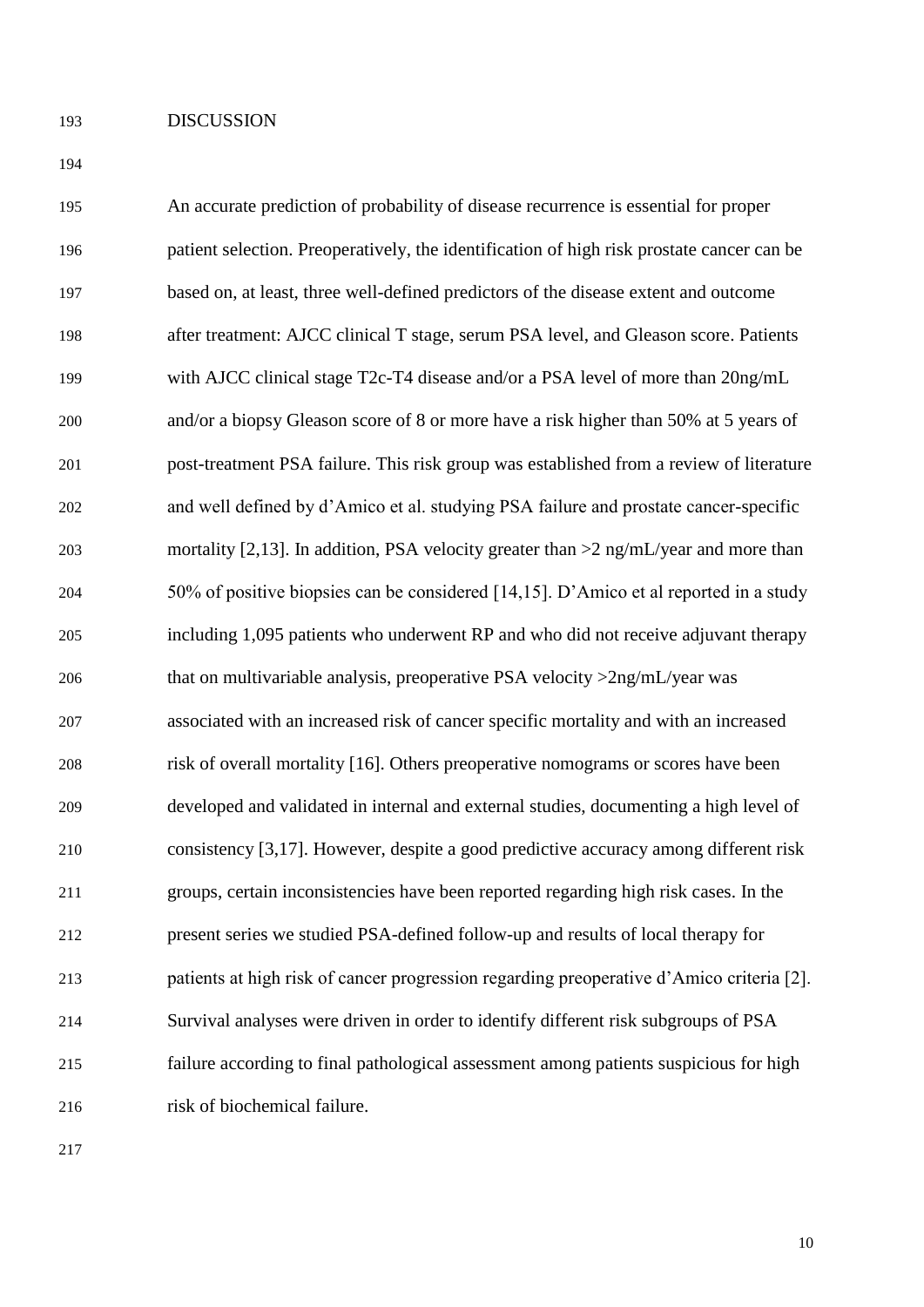# DISCUSSION

An accurate prediction of probability of disease recurrence is essential for proper patient selection. Preoperatively, the identification of high risk prostate cancer can be based on, at least, three well-defined predictors of the disease extent and outcome after treatment: AJCC clinical T stage, serum PSA level, and Gleason score. Patients with AJCC clinical stage T2c-T4 disease and/or a PSA level of more than 20ng/mL and/or a biopsy Gleason score of 8 or more have a risk higher than 50% at 5 years of post-treatment PSA failure. This risk group was established from a review of literature and well defined by d'Amico et al. studying PSA failure and prostate cancer-specific mortality [2,13]. In addition, PSA velocity greater than >2 ng/mL/year and more than 50% of positive biopsies can be considered [14,15]. D'Amico et al reported in a study including 1,095 patients who underwent RP and who did not receive adjuvant therapy that on multivariable analysis, preoperative PSA velocity >2ng/mL/year was associated with an increased risk of cancer specific mortality and with an increased risk of overall mortality [16]. Others preoperative nomograms or scores have been developed and validated in internal and external studies, documenting a high level of consistency [3,17]. However, despite a good predictive accuracy among different risk groups, certain inconsistencies have been reported regarding high risk cases. In the present series we studied PSA-defined follow-up and results of local therapy for patients at high risk of cancer progression regarding preoperative d'Amico criteria [2]. Survival analyses were driven in order to identify different risk subgroups of PSA failure according to final pathological assessment among patients suspicious for high risk of biochemical failure.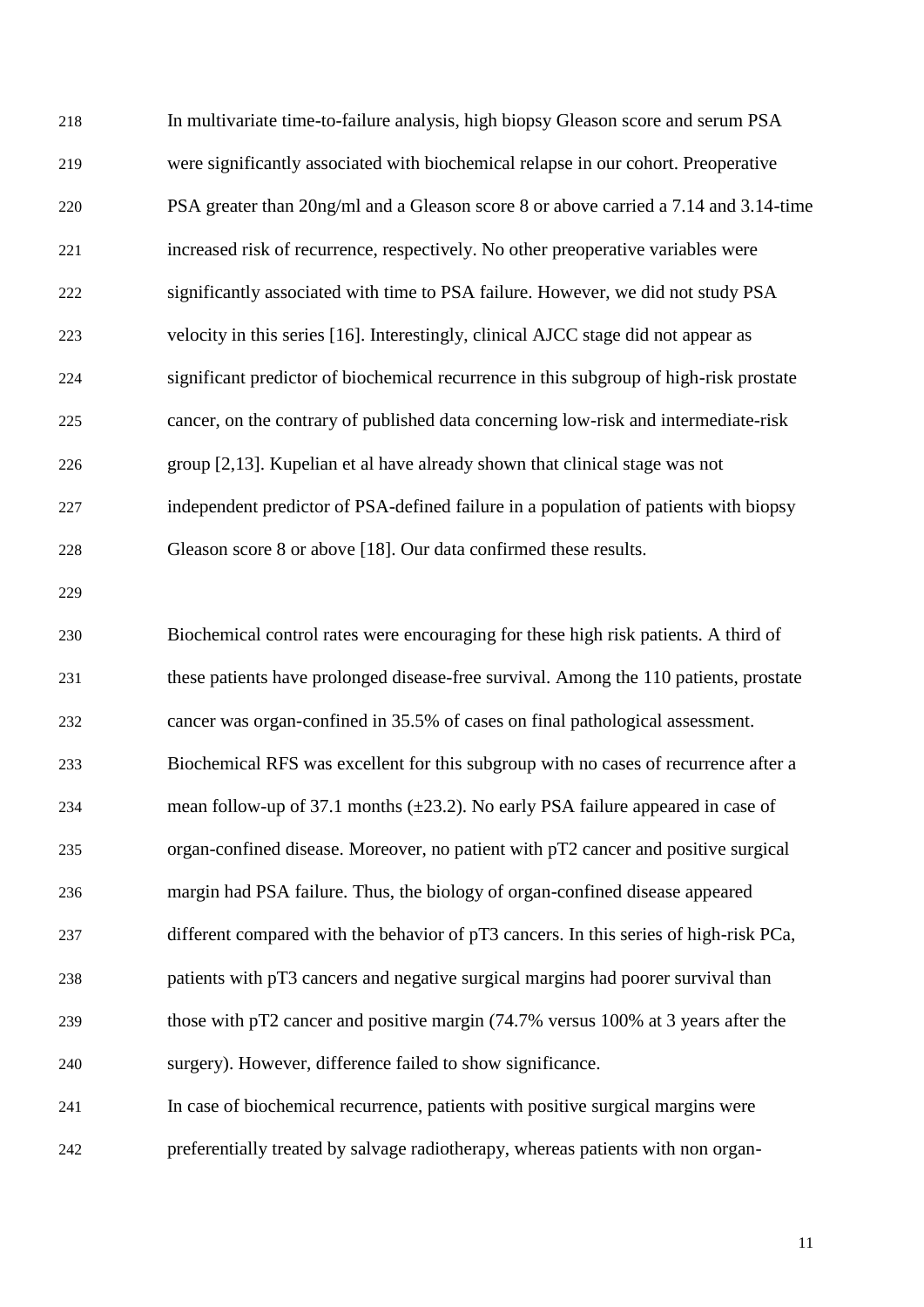In multivariate time-to-failure analysis, high biopsy Gleason score and serum PSA were significantly associated with biochemical relapse in our cohort. Preoperative PSA greater than 20ng/ml and a Gleason score 8 or above carried a 7.14 and 3.14-time increased risk of recurrence, respectively. No other preoperative variables were significantly associated with time to PSA failure. However, we did not study PSA velocity in this series [16]. Interestingly, clinical AJCC stage did not appear as significant predictor of biochemical recurrence in this subgroup of high-risk prostate cancer, on the contrary of published data concerning low-risk and intermediate-risk group [2,13]. Kupelian et al have already shown that clinical stage was not independent predictor of PSA-defined failure in a population of patients with biopsy Gleason score 8 or above [18]. Our data confirmed these results.

Biochemical control rates were encouraging for these high risk patients. A third of these patients have prolonged disease-free survival. Among the 110 patients, prostate cancer was organ-confined in 35.5% of cases on final pathological assessment. Biochemical RFS was excellent for this subgroup with no cases of recurrence after a mean follow-up of 37.1 months (±23.2). No early PSA failure appeared in case of organ-confined disease. Moreover, no patient with pT2 cancer and positive surgical margin had PSA failure. Thus, the biology of organ-confined disease appeared different compared with the behavior of pT3 cancers. In this series of high-risk PCa, patients with pT3 cancers and negative surgical margins had poorer survival than those with pT2 cancer and positive margin (74.7% versus 100% at 3 years after the surgery). However, difference failed to show significance.

In case of biochemical recurrence, patients with positive surgical margins were preferentially treated by salvage radiotherapy, whereas patients with non organ-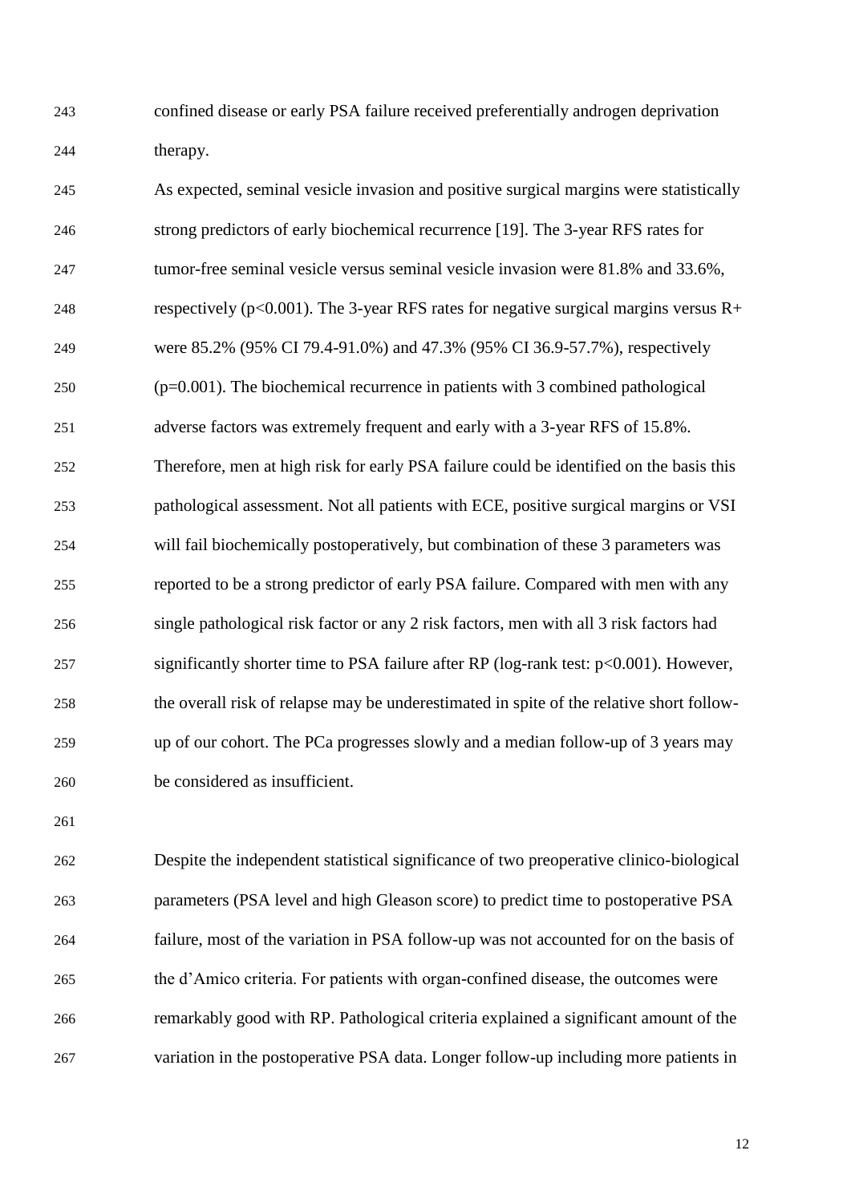confined disease or early PSA failure received preferentially androgen deprivation therapy.

As expected, seminal vesicle invasion and positive surgical margins were statistically strong predictors of early biochemical recurrence [19]. The 3-year RFS rates for tumor-free seminal vesicle versus seminal vesicle invasion were 81.8% and 33.6%, respectively ($p<0.001$). The 3-year RFS rates for negative surgical margins versus R+ were 85.2% (95% CI 79.4-91.0%) and 47.3% (95% CI 36.9-57.7%), respectively ($p=0.001$). The biochemical recurrence in patients with 3 combined pathological adverse factors was extremely frequent and early with a 3-year RFS of 15.8%. Therefore, men at high risk for early PSA failure could be identified on the basis this pathological assessment. Not all patients with ECE, positive surgical margins or VSI will fail biochemically postoperatively, but combination of these 3 parameters was reported to be a strong predictor of early PSA failure. Compared with men with any single pathological risk factor or any 2 risk factors, men with all 3 risk factors had significantly shorter time to PSA failure after RP (log-rank test: $p<0.001$). However, the overall risk of relapse may be underestimated in spite of the relative short follow-up of our cohort. The PCa progresses slowly and a median follow-up of 3 years may be considered as insufficient.

Despite the independent statistical significance of two preoperative clinico-biological parameters (PSA level and high Gleason score) to predict time to postoperative PSA failure, most of the variation in PSA follow-up was not accounted for on the basis of the d'Amico criteria. For patients with organ-confined disease, the outcomes were remarkably good with RP. Pathological criteria explained a significant amount of the variation in the postoperative PSA data. Longer follow-up including more patients in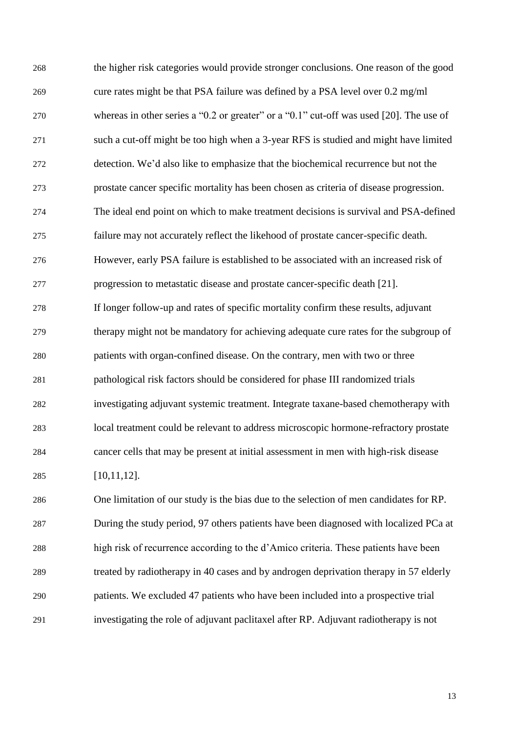the higher risk categories would provide stronger conclusions. One reason of the good cure rates might be that PSA failure was defined by a PSA level over 0.2 mg/ml whereas in other series a "0.2 or greater" or a "0.1" cut-off was used [20]. The use of such a cut-off might be too high when a 3-year RFS is studied and might have limited detection. We'd also like to emphasize that the biochemical recurrence but not the prostate cancer specific mortality has been chosen as criteria of disease progression. The ideal end point on which to make treatment decisions is survival and PSA-defined failure may not accurately reflect the likehood of prostate cancer-specific death. However, early PSA failure is established to be associated with an increased risk of progression to metastatic disease and prostate cancer-specific death [21].

If longer follow-up and rates of specific mortality confirm these results, adjuvant therapy might not be mandatory for achieving adequate cure rates for the subgroup of patients with organ-confined disease. On the contrary, men with two or three pathological risk factors should be considered for phase III randomized trials investigating adjuvant systemic treatment. Integrate taxane-based chemotherapy with local treatment could be relevant to address microscopic hormone-refractory prostate cancer cells that may be present at initial assessment in men with high-risk disease [10,11,12].

One limitation of our study is the bias due to the selection of men candidates for RP. During the study period, 97 others patients have been diagnosed with localized PCa at high risk of recurrence according to the d'Amico criteria. These patients have been treated by radiotherapy in 40 cases and by androgen deprivation therapy in 57 elderly patients. We excluded 47 patients who have been included into a prospective trial investigating the role of adjuvant paclitaxel after RP. Adjuvant radiotherapy is not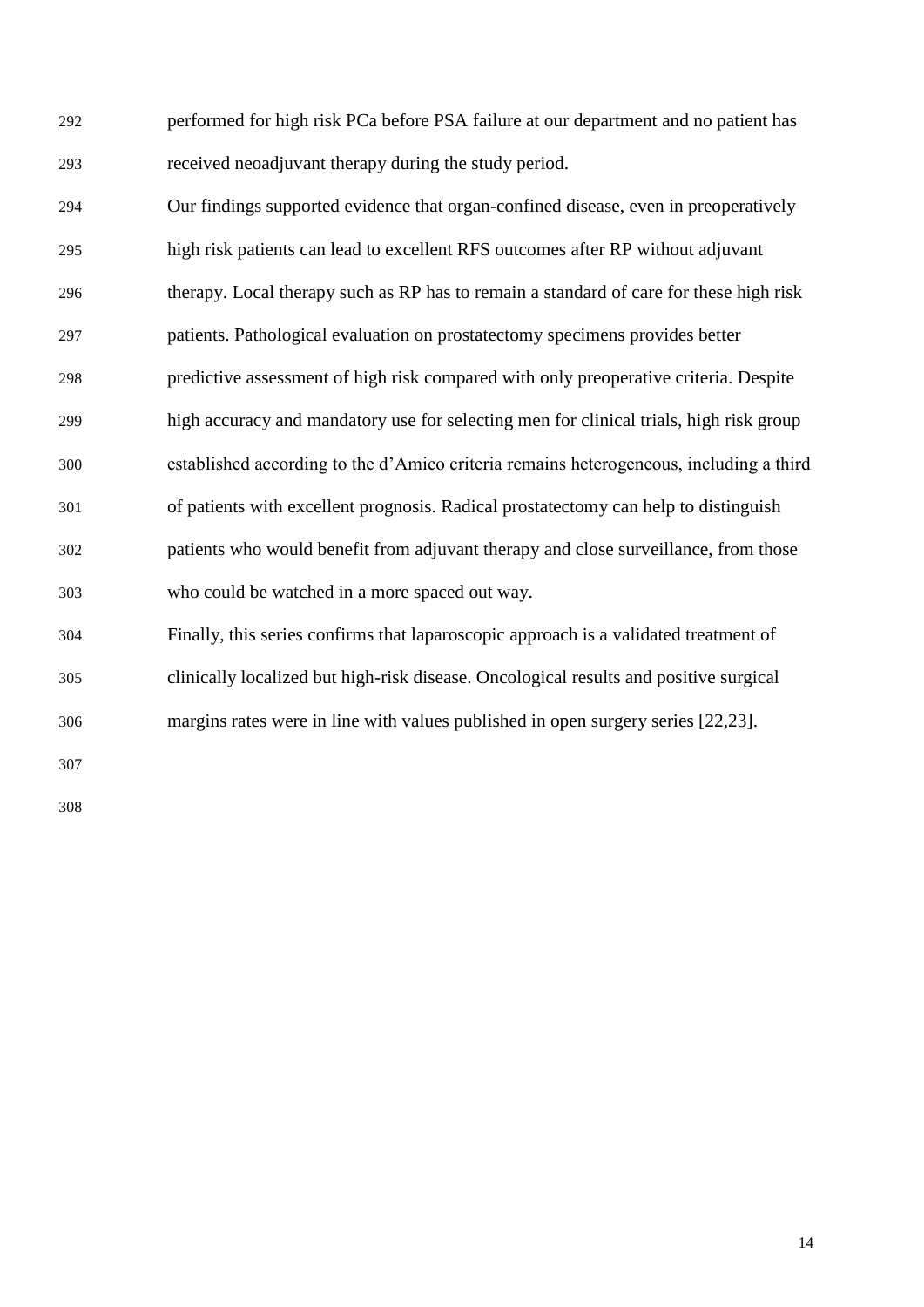performed for high risk PCa before PSA failure at our department and no patient has received neoadjuvant therapy during the study period.

Our findings supported evidence that organ-confined disease, even in preoperatively high risk patients can lead to excellent RFS outcomes after RP without adjuvant therapy. Local therapy such as RP has to remain a standard of care for these high risk patients. Pathological evaluation on prostatectomy specimens provides better predictive assessment of high risk compared with only preoperative criteria. Despite high accuracy and mandatory use for selecting men for clinical trials, high risk group established according to the d'Amico criteria remains heterogeneous, including a third of patients with excellent prognosis. Radical prostatectomy can help to distinguish patients who would benefit from adjuvant therapy and close surveillance, from those who could be watched in a more spaced out way.

Finally, this series confirms that laparoscopic approach is a validated treatment of clinically localized but high-risk disease. Oncological results and positive surgical margins rates were in line with values published in open surgery series [22,23].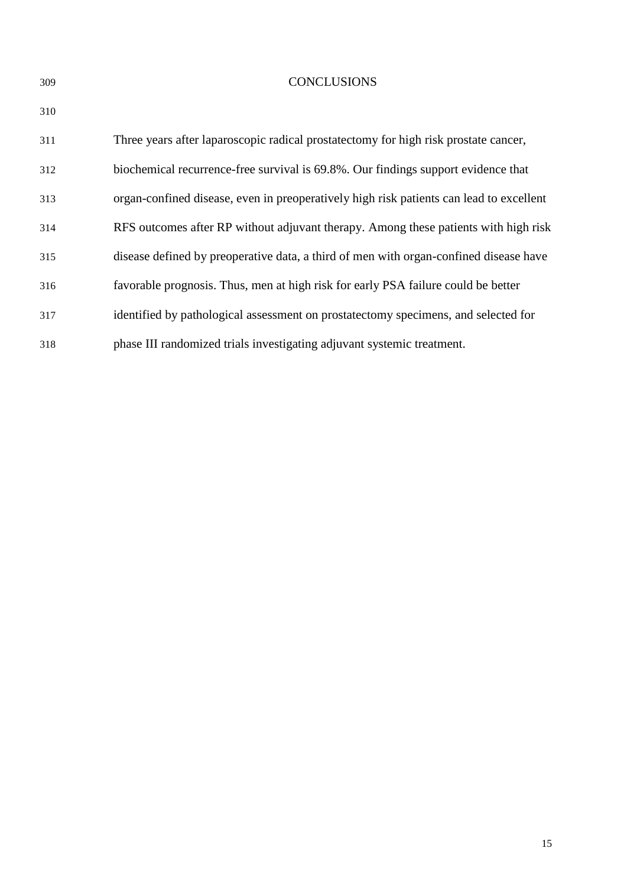## CONCLUSIONS

Three years after laparoscopic radical prostatectomy for high risk prostate cancer, biochemical recurrence-free survival is 69.8%. Our findings support evidence that organ-confined disease, even in preoperatively high risk patients can lead to excellent RFS outcomes after RP without adjuvant therapy. Among these patients with high risk disease defined by preoperative data, a third of men with organ-confined disease have favorable prognosis. Thus, men at high risk for early PSA failure could be better identified by pathological assessment on prostatectomy specimens, and selected for phase III randomized trials investigating adjuvant systemic treatment.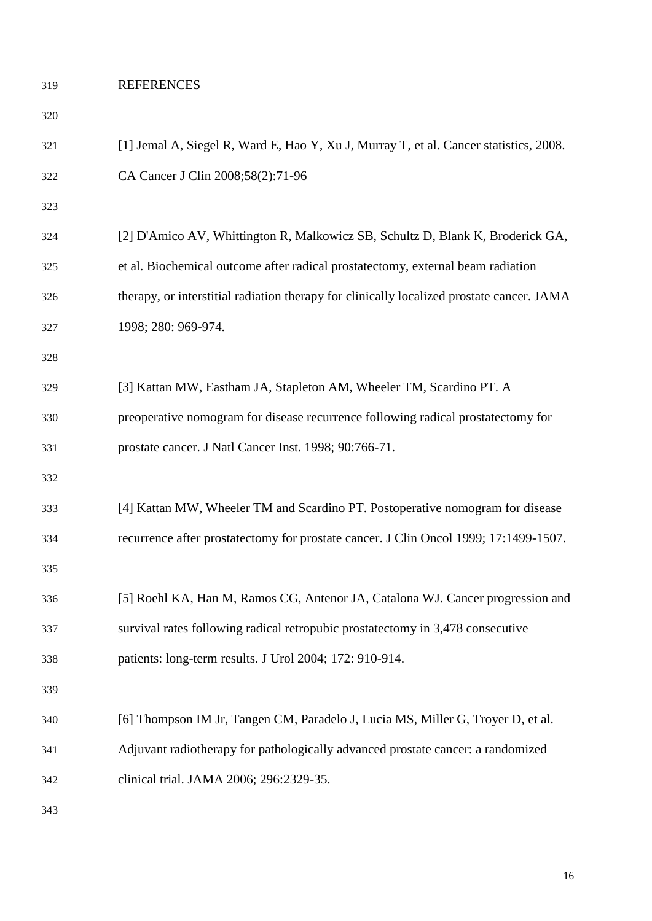# REFERENCES

[1] Jemal A, Siegel R, Ward E, Hao Y, Xu J, Murray T, et al. Cancer statistics, 2008. CA Cancer J Clin 2008;58(2):71-96

[2] D'Amico AV, Whittington R, Malkowicz SB, Schultz D, Blank K, Broderick GA, et al. Biochemical outcome after radical prostatectomy, external beam radiation therapy, or interstitial radiation therapy for clinically localized prostate cancer. JAMA 1998; 280: 969-974.

[3] Kattan MW, Eastham JA, Stapleton AM, Wheeler TM, Scardino PT. A preoperative nomogram for disease recurrence following radical prostatectomy for prostate cancer. J Natl Cancer Inst. 1998; 90:766-71.

[4] Kattan MW, Wheeler TM and Scardino PT. Postoperative nomogram for disease recurrence after prostatectomy for prostate cancer. J Clin Oncol 1999; 17:1499-1507.

[5] Roehl KA, Han M, Ramos CG, Antenor JA, Catalona WJ. Cancer progression and survival rates following radical retropubic prostatectomy in 3,478 consecutive patients: long-term results. J Urol 2004; 172: 910-914.

[6] Thompson IM Jr, Tangen CM, Paradelo J, Lucia MS, Miller G, Troyer D, et al. Adjuvant radiotherapy for pathologically advanced prostate cancer: a randomized clinical trial. JAMA 2006; 296:2329-35.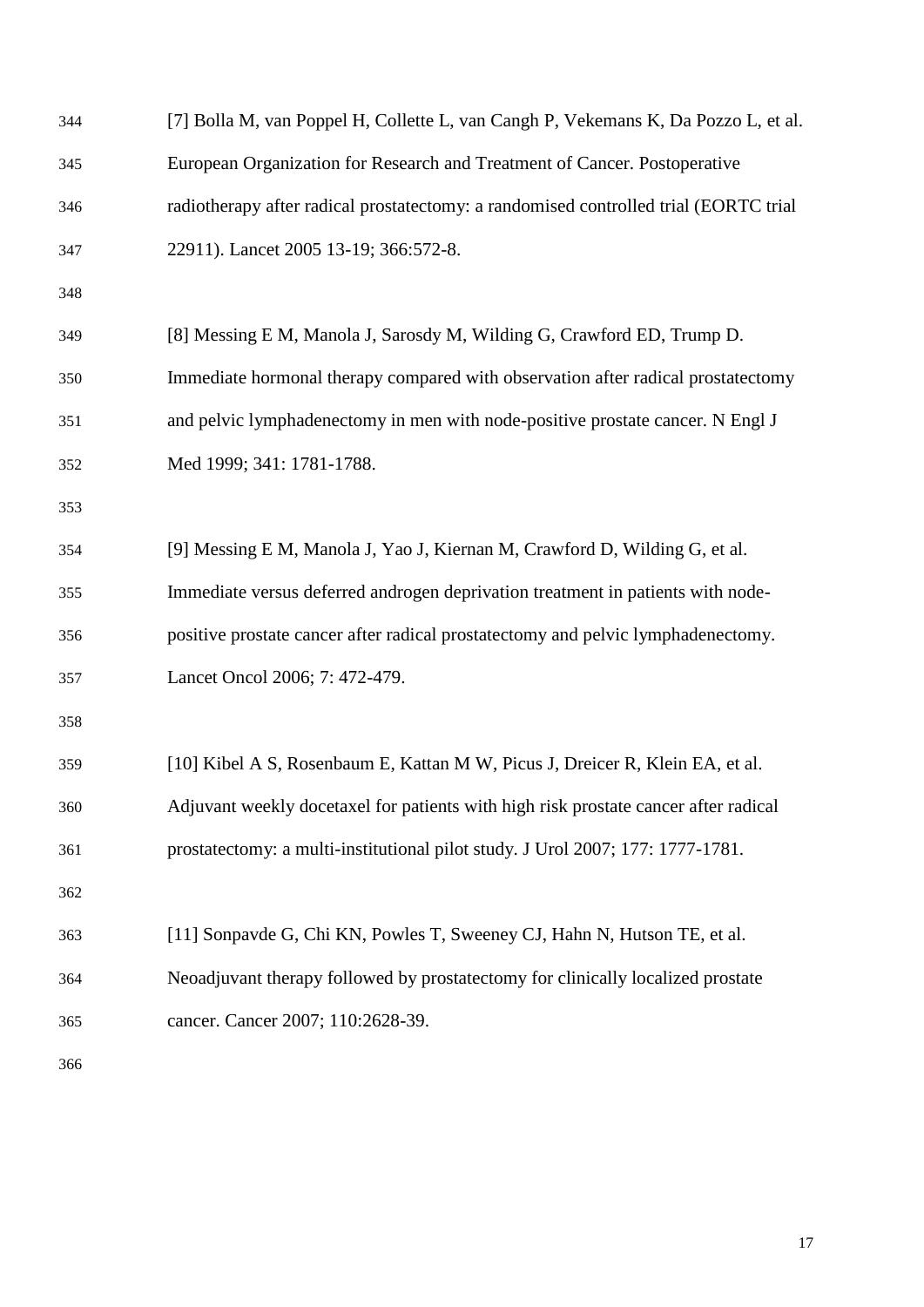[7] Bolla M, van Poppel H, Collette L, van Cangh P, Vekemans K, Da Pozzo L, et al. European Organization for Research and Treatment of Cancer. Postoperative radiotherapy after radical prostatectomy: a randomised controlled trial (EORTC trial 22911). Lancet 2005 13-19; 366:572-8.

[8] Messing E M, Manola J, Sarosdy M, Wilding G, Crawford ED, Trump D. Immediate hormonal therapy compared with observation after radical prostatectomy and pelvic lymphadenectomy in men with node-positive prostate cancer. N Engl J Med 1999; 341: 1781-1788.

[9] Messing E M, Manola J, Yao J, Kiernan M, Crawford D, Wilding G, et al. Immediate versus deferred androgen deprivation treatment in patients with node-positive prostate cancer after radical prostatectomy and pelvic lymphadenectomy. Lancet Oncol 2006; 7: 472-479.

[10] Kibel A S, Rosenbaum E, Kattan M W, Picus J, Dreicer R, Klein EA, et al. Adjuvant weekly docetaxel for patients with high risk prostate cancer after radical prostatectomy: a multi-institutional pilot study. J Urol 2007; 177: 1777-1781.

[11] Sonpavde G, Chi KN, Powles T, Sweeney CJ, Hahn N, Hutson TE, et al. Neoadjuvant therapy followed by prostatectomy for clinically localized prostate cancer. Cancer 2007; 110:2628-39.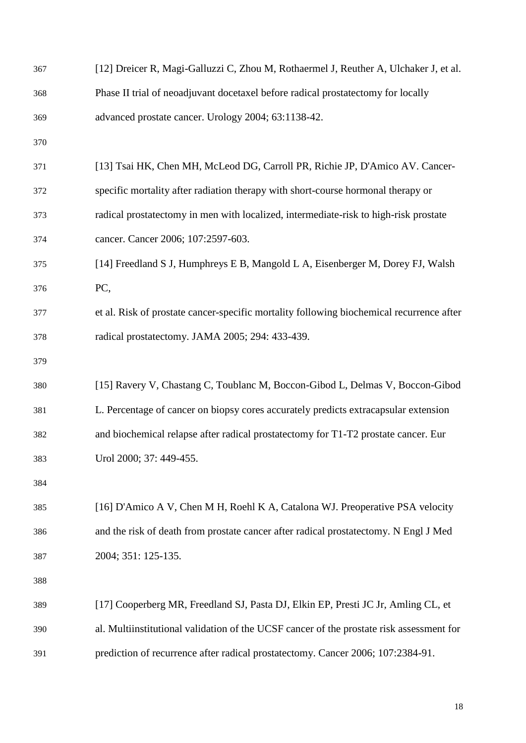[12] Dreicer R, Magi-Galluzzi C, Zhou M, Rothaermel J, Reuther A, Ulchaker J, et al. Phase II trial of neoadjuvant docetaxel before radical prostatectomy for locally advanced prostate cancer. Urology 2004; 63:1138-42.

[13] Tsai HK, Chen MH, McLeod DG, Carroll PR, Richie JP, D'Amico AV. Cancer-specific mortality after radiation therapy with short-course hormonal therapy or radical prostatectomy in men with localized, intermediate-risk to high-risk prostate cancer. Cancer 2006; 107:2597-603.

[14] Freedland S J, Humphreys E B, Mangold L A, Eisenberger M, Dorey FJ, Walsh PC, et al. Risk of prostate cancer-specific mortality following biochemical recurrence after radical prostatectomy. JAMA 2005; 294: 433-439.

[15] Ravery V, Chastang C, Toublanc M, Boccon-Gibod L, Delmas V, Boccon-Gibod L. Percentage of cancer on biopsy cores accurately predicts extracapsular extension and biochemical relapse after radical prostatectomy for T1-T2 prostate cancer. Eur Urol 2000; 37: 449-455.

[16] D'Amico A V, Chen M H, Roehl K A, Catalona WJ. Preoperative PSA velocity and the risk of death from prostate cancer after radical prostatectomy. N Engl J Med 2004; 351: 125-135.

[17] Cooperberg MR, Freedland SJ, Pasta DJ, Elkin EP, Presti JC Jr, Amling CL, et al. Multiinstitutional validation of the UCSF cancer of the prostate risk assessment for prediction of recurrence after radical prostatectomy. Cancer 2006; 107:2384-91.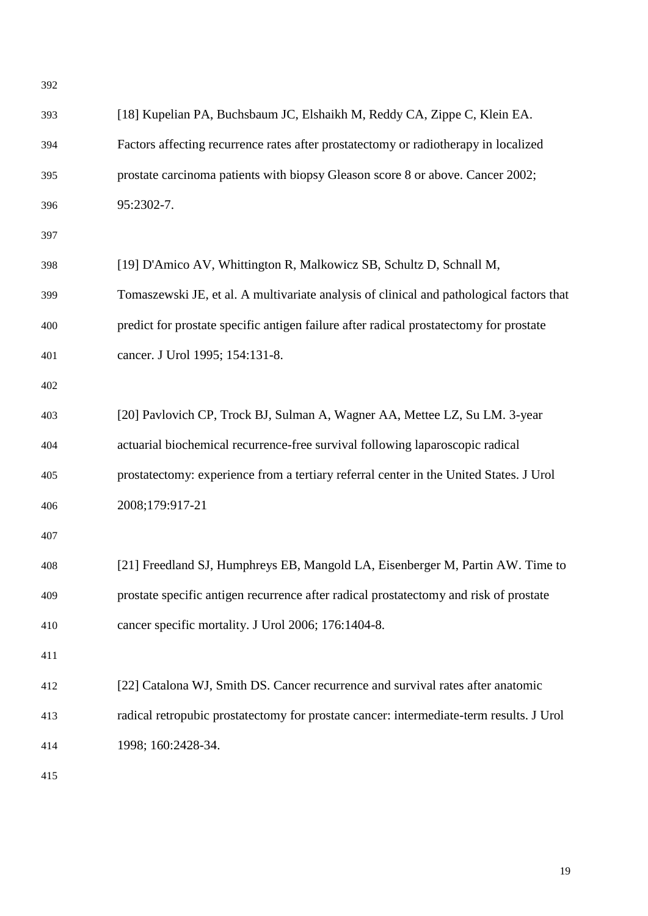[18] Kupelian PA, Buchsbaum JC, Elshaikh M, Reddy CA, Zippe C, Klein EA. Factors affecting recurrence rates after prostatectomy or radiotherapy in localized prostate carcinoma patients with biopsy Gleason score 8 or above. Cancer 2002; 95:2302-7.

[19] D'Amico AV, Whittington R, Malkowicz SB, Schultz D, Schnall M, Tomaszewski JE, et al. A multivariate analysis of clinical and pathological factors that predict for prostate specific antigen failure after radical prostatectomy for prostate cancer. J Urol 1995; 154:131-8.

[20] Pavlovich CP, Trock BJ, Sulman A, Wagner AA, Mettee LZ, Su LM. 3-year actuarial biochemical recurrence-free survival following laparoscopic radical prostatectomy: experience from a tertiary referral center in the United States. J Urol 2008;179:917-21

[21] Freedland SJ, Humphreys EB, Mangold LA, Eisenberger M, Partin AW. Time to prostate specific antigen recurrence after radical prostatectomy and risk of prostate cancer specific mortality. J Urol 2006; 176:1404-8.

[22] Catalona WJ, Smith DS. Cancer recurrence and survival rates after anatomic radical retropubic prostatectomy for prostate cancer: intermediate-term results. J Urol 1998; 160:2428-34.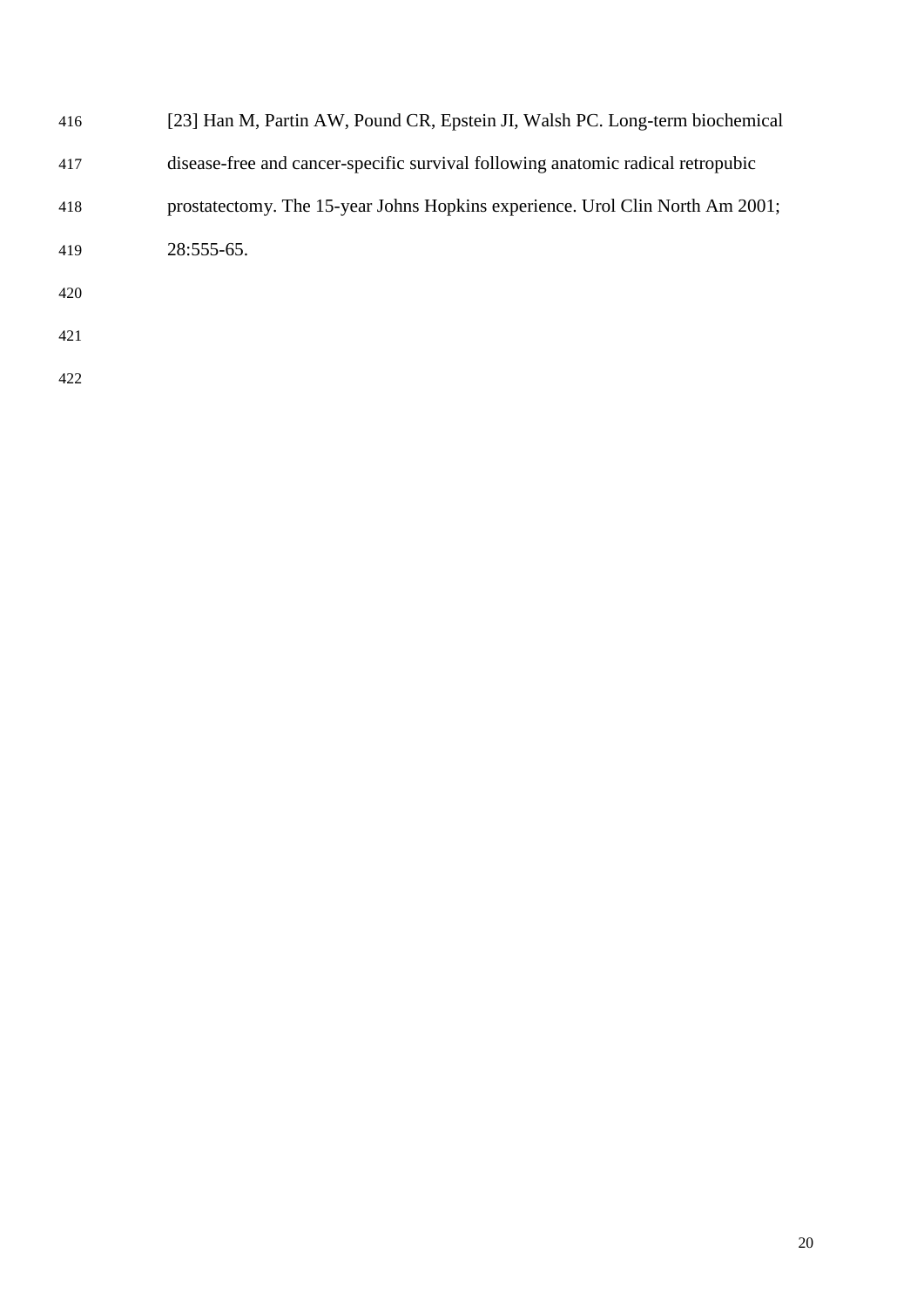[23] Han M, Partin AW, Pound CR, Epstein JI, Walsh PC. Long-term biochemical disease-free and cancer-specific survival following anatomic radical retropubic prostatectomy. The 15-year Johns Hopkins experience. Urol Clin North Am 2001; 28:555-65.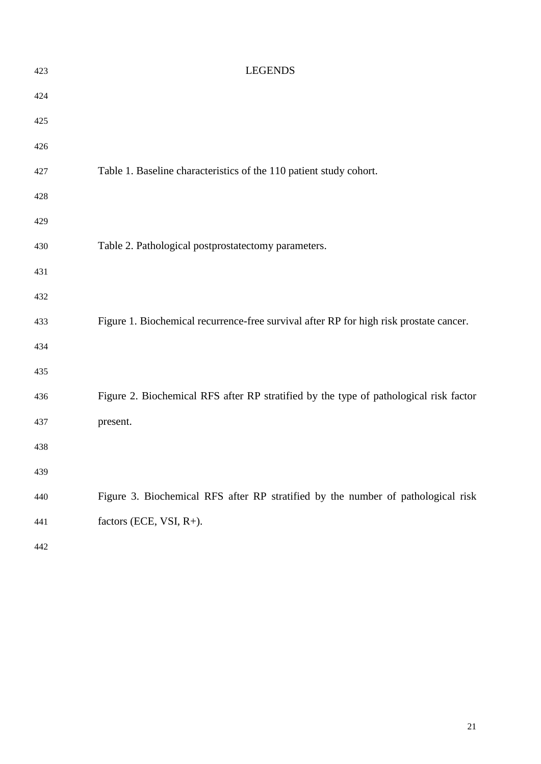# LEGENDS

Table 1. Baseline characteristics of the 110 patient study cohort.

Table 2. Pathological postprostatectomy parameters.

Figure 1. Biochemical recurrence-free survival after RP for high risk prostate cancer.

Figure 2. Biochemical RFS after RP stratified by the type of pathological risk factor present.

Figure 3. Biochemical RFS after RP stratified by the number of pathological risk factors (ECE, VSI, R+).